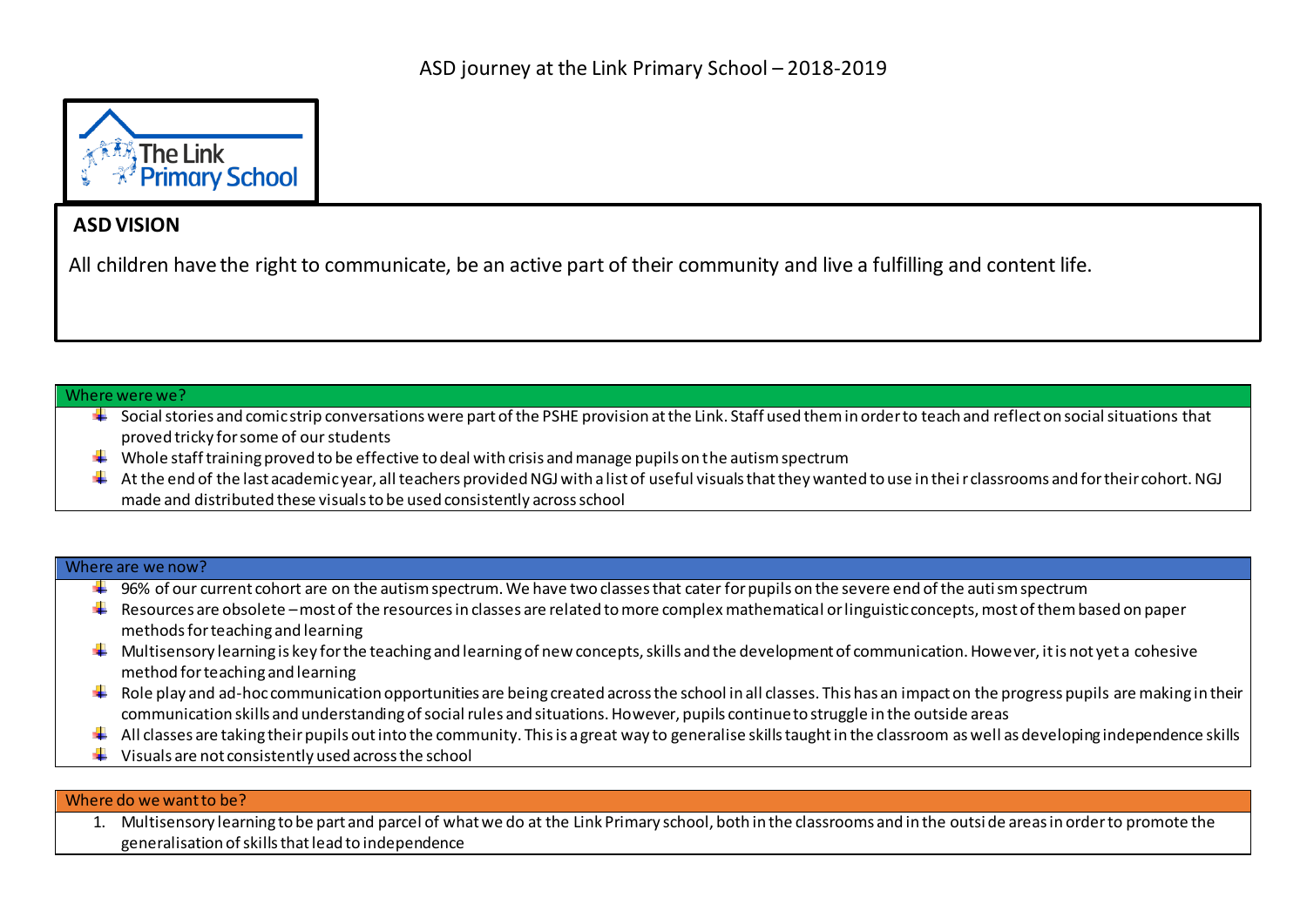# ASD journey at the Link Primary School – 2018-2019

The Link Primary School

## ASD VISION

All children have the right to communicate, be an active part of their community and live a fulfilling and content life.

### Where were we?

- Social stories and comic strip conversations were part of the PSHE provision at the Link. Staff used them in order to teach and reflect on social situations that proved tricky for some of our students
- Whole staff training proved to be effective to deal with crisis and manage pupils on the autism spectrum
- At the end of the last academic year, all teachers provided NGJ with a list of useful visuals that they wanted to use in their classrooms and for their cohort. NGJ made and distributed these visuals to be used consistently across school

### Where are we now?

- 96% of our current cohort are on the autism spectrum. We have two classes that cater for pupils on the severe end of the autism spectrum
- Resources are obsolete – most of the resources in classes are related to more complex mathematical or linguistic concepts, most of them based on paper methods for teaching and learning
- Multisensory learning is key for the teaching and learning of new concepts, skills and the development of communication. However, it is not yet a cohesive method for teaching and learning
- Role play and ad-hoc communication opportunities are being created across the school in all classes. This has an impact on the progress pupils are making in their communication skills and understanding of social rules and situations. However, pupils continue to struggle in the outside areas
- All classes are taking their pupils out into the community. This is a great way to generalise skills taught in the classroom as well as developing independence skills
- Visuals are not consistently used across the school

### Where do we want to be?

1. Multisensory learning to be part and parcel of what we do at the Link Primary school, both in the classrooms and in the outside areas in order to promote the generalisation of skills that lead to independence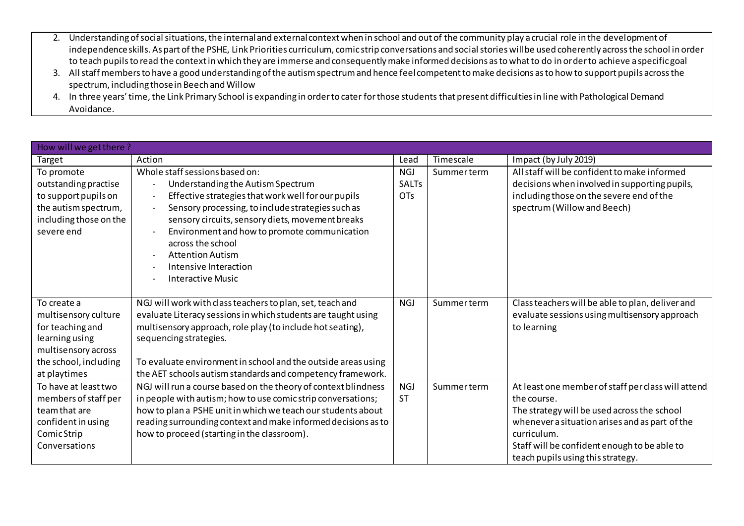2. Understanding of social situations, the internal and external context when in school and out of the community play a crucial role in the development of independence skills. As part of the PSHE, Link Priorities curriculum, comic strip conversations and social stories will be used coherently across the school in order to teach pupils to read the context in which they are immerse and consequently make informed decisions as to what to do in order to achieve a specific goal
3. All staff members to have a good understanding of the autism spectrum and hence feel competent to make decisions as to how to support pupils across the spectrum, including those in Beech and Willow
4. In three years' time, the Link Primary School is expanding in order to cater for those students that present difficulties in line with Pathological Demand Avoidance.

| How will we get there ? | | | | |
|---|---|---|---|---|
| Target | Action | Lead | Timescale | Impact (by July 2019) |
| To promote outstanding practise to support pupils on the autism spectrum, including those on the severe end | Whole staff sessions based on:<br>- Understanding the Autism Spectrum<br>- Effective strategies that work well for our pupils<br>- Sensory processing, to include strategies such as sensory circuits, sensory diets, movement breaks<br>- Environment and how to promote communication across the school<br>- Attention Autism<br>- Intensive Interaction<br>- Interactive Music | NGJ<br>SALTs<br>OTs | Summer term | All staff will be confident to make informed decisions when involved in supporting pupils, including those on the severe end of the spectrum (Willow and Beech) |
| To create a multisensory culture for teaching and learning using multisensory across the school, including at playtimes | NGJ will work with class teachers to plan, set, teach and evaluate Literacy sessions in which students are taught using multisensory approach, role play (to include hot seating), sequencing strategies.<br><br>To evaluate environment in school and the outside areas using the AET schools autism standards and competency framework. | NGJ | Summer term | Class teachers will be able to plan, deliver and evaluate sessions using multisensory approach to learning |
| To have at least two members of staff per team that are confident in using Comic Strip Conversations | NGJ will run a course based on the theory of context blindness in people with autism; how to use comic strip conversations; how to plan a PSHE unit in which we teach our students about reading surrounding context and make informed decisions as to how to proceed (starting in the classroom). | NGJ<br>ST | Summer term | At least one member of staff per class will attend the course.<br>The strategy will be used across the school whenever a situation arises and as part of the curriculum.<br>Staff will be confident enough to be able to teach pupils using this strategy. |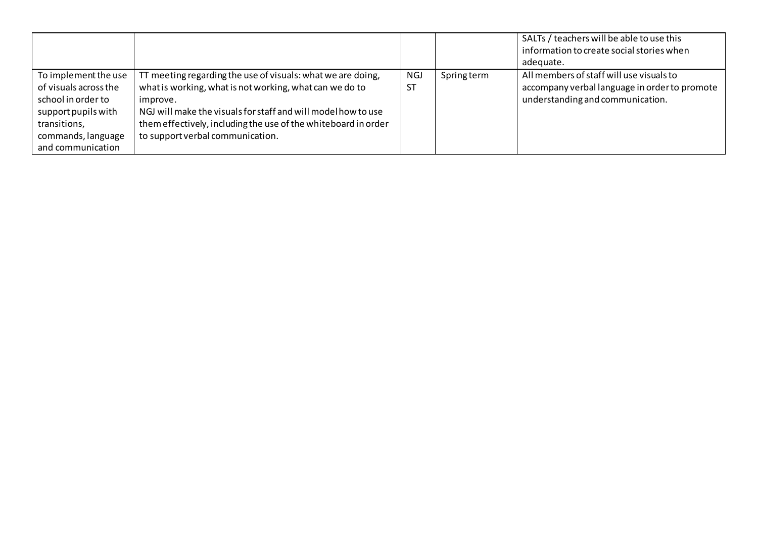| | | | | |
|---|---|---|---|---|
| | | | | SALTs / teachers will be able to use this information to create social stories when adequate. |
| To implement the use of visuals across the school in order to support pupils with transitions, commands, language and communication | TT meeting regarding the use of visuals: what we are doing, what is working, what is not working, what can we do to improve.<br>NGJ will make the visuals for staff and will model how to use them effectively, including the use of the whiteboard in order to support verbal communication. | NGJ<br>ST | Spring term | All members of staff will use visuals to accompany verbal language in order to promote understanding and communication. |